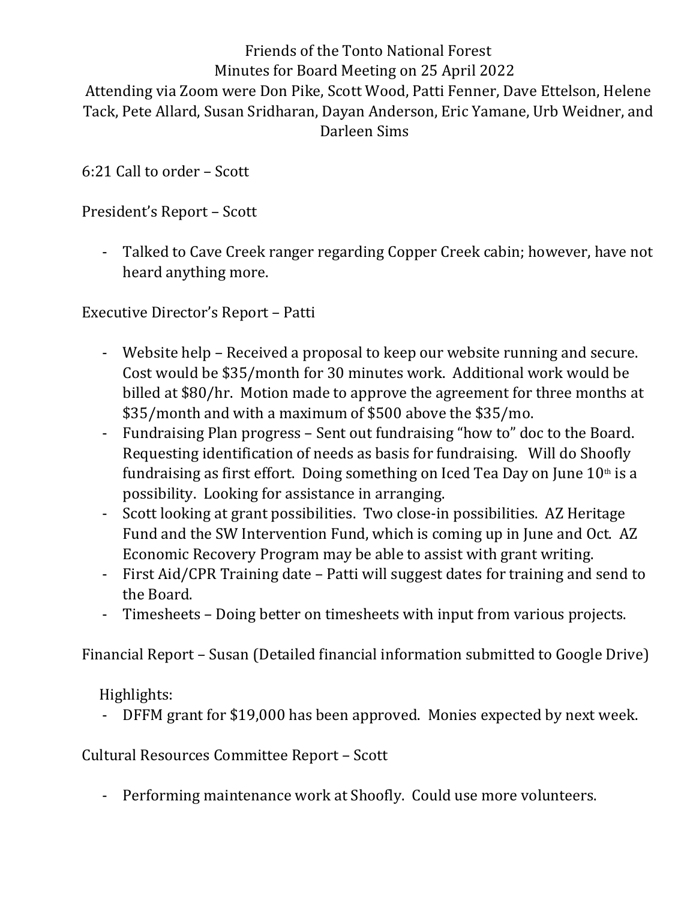# Friends of the Tonto National Forest

## Minutes for Board Meeting on 25 April 2022

Attending via Zoom were Don Pike, Scott Wood, Patti Fenner, Dave Ettelson, Helene Tack, Pete Allard, Susan Sridharan, Dayan Anderson, Eric Yamane, Urb Weidner, and Darleen Sims

6:21 Call to order – Scott

President's Report – Scott

- Talked to Cave Creek ranger regarding Copper Creek cabin; however, have not heard anything more.

Executive Director's Report – Patti

- Website help – Received a proposal to keep our website running and secure. Cost would be $35/month for 30 minutes work. Additional work would be billed at $80/hr. Motion made to approve the agreement for three months at $35/month and with a maximum of $500 above the $35/mo.
- Fundraising Plan progress – Sent out fundraising "how to" doc to the Board. Requesting identification of needs as basis for fundraising. Will do Shoofly fundraising as first effort. Doing something on Iced Tea Day on June 10th is a possibility. Looking for assistance in arranging.
- Scott looking at grant possibilities. Two close-in possibilities. AZ Heritage Fund and the SW Intervention Fund, which is coming up in June and Oct. AZ Economic Recovery Program may be able to assist with grant writing.
- First Aid/CPR Training date – Patti will suggest dates for training and send to the Board.
- Timesheets – Doing better on timesheets with input from various projects.

Financial Report – Susan (Detailed financial information submitted to Google Drive)

Highlights:

- DFFM grant for $19,000 has been approved. Monies expected by next week.

Cultural Resources Committee Report – Scott

- Performing maintenance work at Shoofly. Could use more volunteers.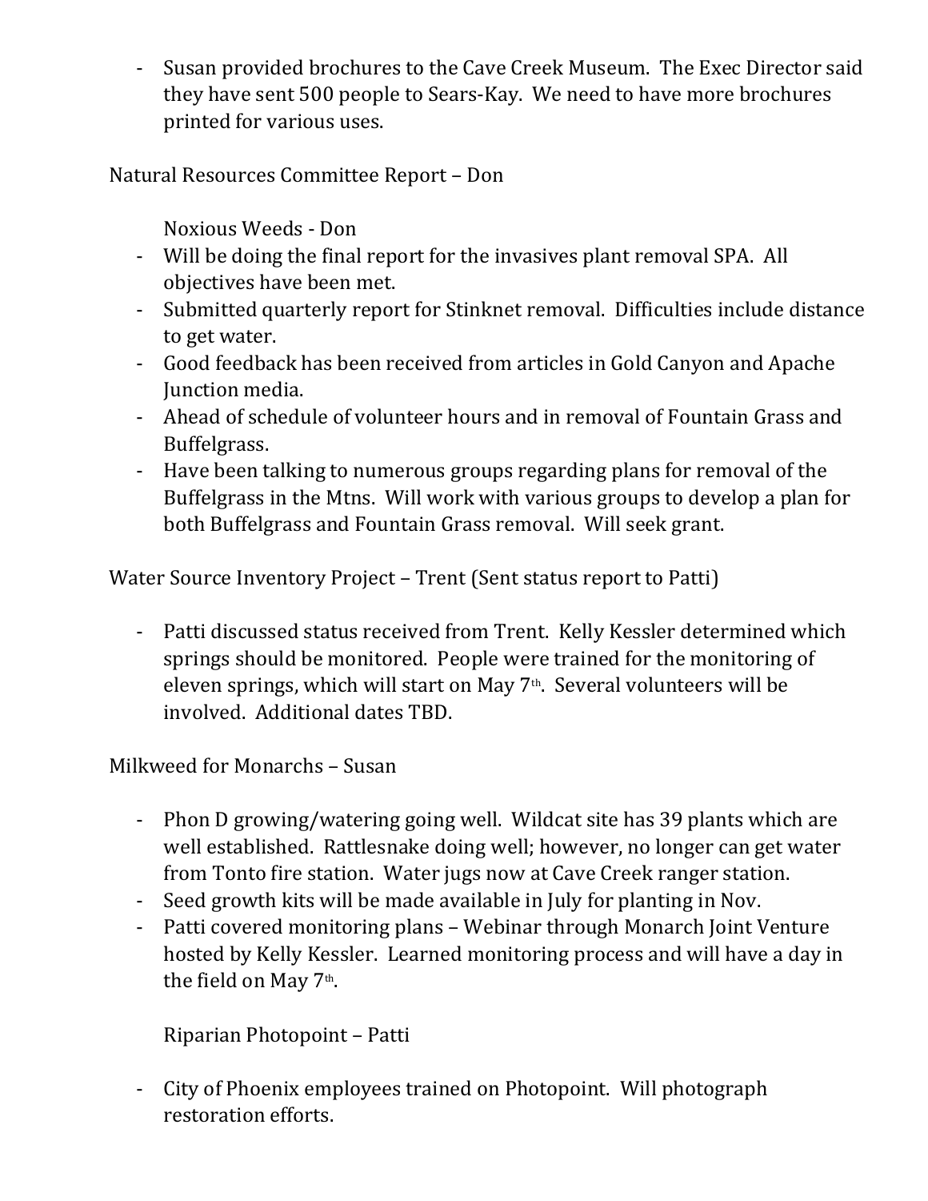- Susan provided brochures to the Cave Creek Museum. The Exec Director said they have sent 500 people to Sears-Kay. We need to have more brochures printed for various uses.

Natural Resources Committee Report – Don

Noxious Weeds - Don

- Will be doing the final report for the invasives plant removal SPA. All objectives have been met.
- Submitted quarterly report for Stinknet removal. Difficulties include distance to get water.
- Good feedback has been received from articles in Gold Canyon and Apache Junction media.
- Ahead of schedule of volunteer hours and in removal of Fountain Grass and Buffelgrass.
- Have been talking to numerous groups regarding plans for removal of the Buffelgrass in the Mtns. Will work with various groups to develop a plan for both Buffelgrass and Fountain Grass removal. Will seek grant.

Water Source Inventory Project – Trent (Sent status report to Patti)

- Patti discussed status received from Trent. Kelly Kessler determined which springs should be monitored. People were trained for the monitoring of eleven springs, which will start on May 7th. Several volunteers will be involved. Additional dates TBD.

Milkweed for Monarchs – Susan

- Phon D growing/watering going well. Wildcat site has 39 plants which are well established. Rattlesnake doing well; however, no longer can get water from Tonto fire station. Water jugs now at Cave Creek ranger station.
- Seed growth kits will be made available in July for planting in Nov.
- Patti covered monitoring plans – Webinar through Monarch Joint Venture hosted by Kelly Kessler. Learned monitoring process and will have a day in the field on May 7th.

Riparian Photopoint – Patti

- City of Phoenix employees trained on Photopoint. Will photograph restoration efforts.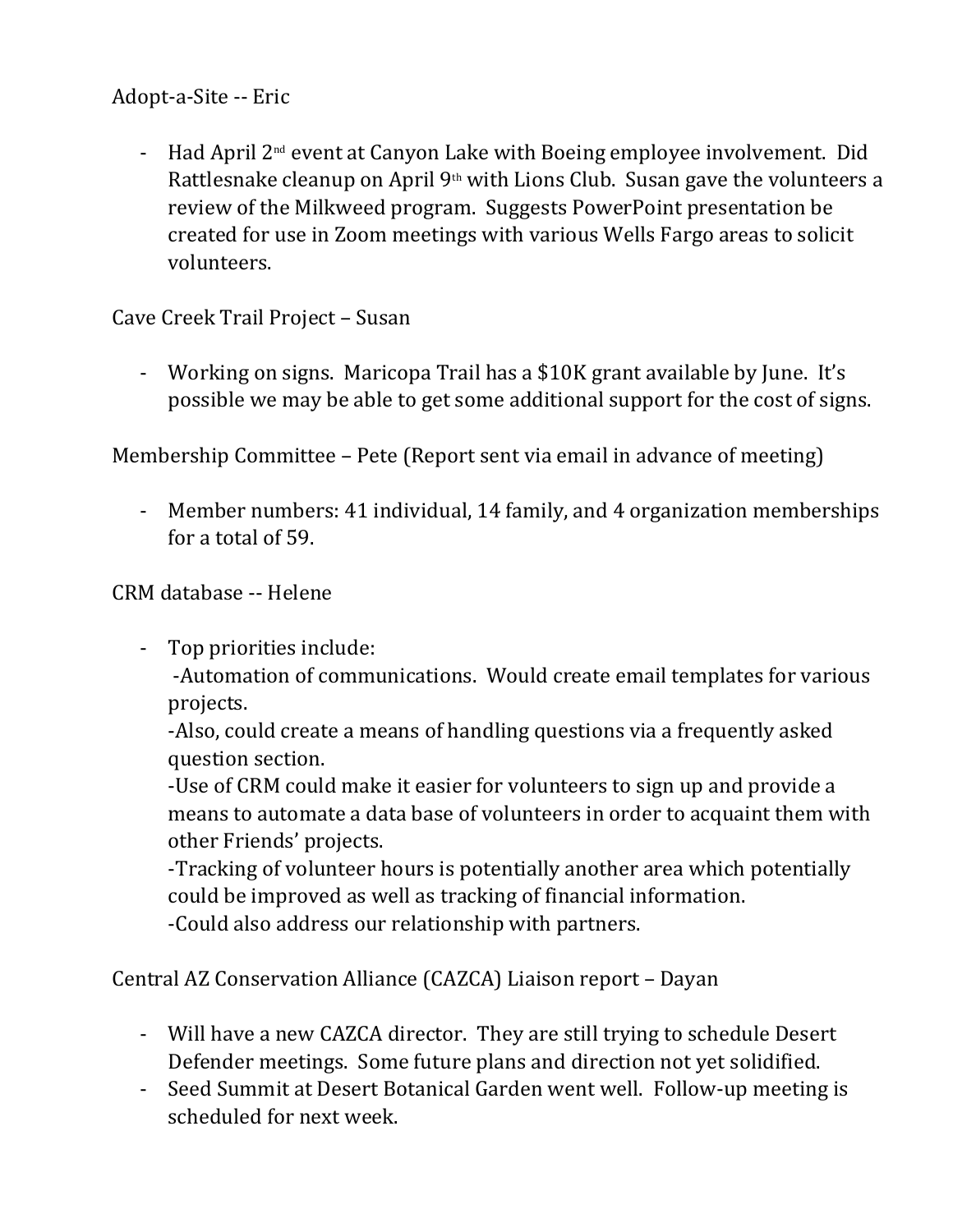Adopt-a-Site -- Eric

- Had April 2nd event at Canyon Lake with Boeing employee involvement. Did Rattlesnake cleanup on April 9th with Lions Club. Susan gave the volunteers a review of the Milkweed program. Suggests PowerPoint presentation be created for use in Zoom meetings with various Wells Fargo areas to solicit volunteers.

Cave Creek Trail Project – Susan

- Working on signs. Maricopa Trail has a $10K grant available by June. It's possible we may be able to get some additional support for the cost of signs.

Membership Committee – Pete (Report sent via email in advance of meeting)

- Member numbers: 41 individual, 14 family, and 4 organization memberships for a total of 59.

CRM database -- Helene

- Top priorities include:
  -Automation of communications. Would create email templates for various projects.
  -Also, could create a means of handling questions via a frequently asked question section.
  -Use of CRM could make it easier for volunteers to sign up and provide a means to automate a data base of volunteers in order to acquaint them with other Friends' projects.
  -Tracking of volunteer hours is potentially another area which potentially could be improved as well as tracking of financial information.
  -Could also address our relationship with partners.

Central AZ Conservation Alliance (CAZCA) Liaison report – Dayan

- Will have a new CAZCA director. They are still trying to schedule Desert Defender meetings. Some future plans and direction not yet solidified.
- Seed Summit at Desert Botanical Garden went well. Follow-up meeting is scheduled for next week.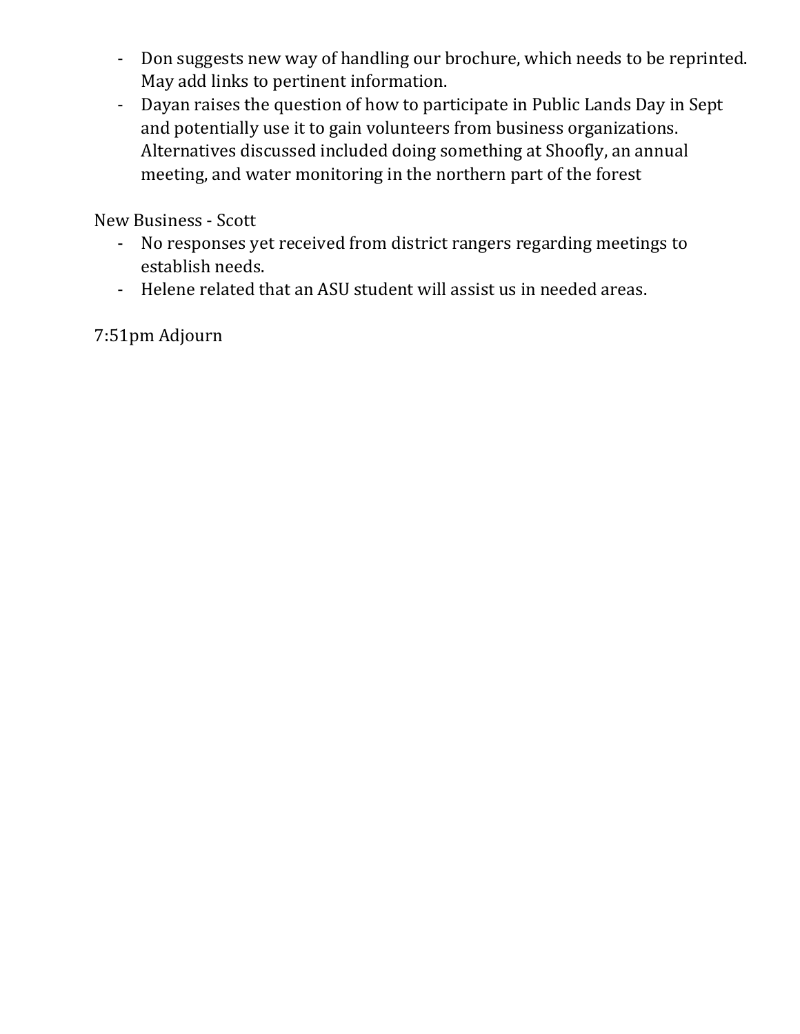- Don suggests new way of handling our brochure, which needs to be reprinted. May add links to pertinent information.
- Dayan raises the question of how to participate in Public Lands Day in Sept and potentially use it to gain volunteers from business organizations. Alternatives discussed included doing something at Shoofly, an annual meeting, and water monitoring in the northern part of the forest

New Business - Scott

- No responses yet received from district rangers regarding meetings to establish needs.
- Helene related that an ASU student will assist us in needed areas.

7:51pm Adjourn